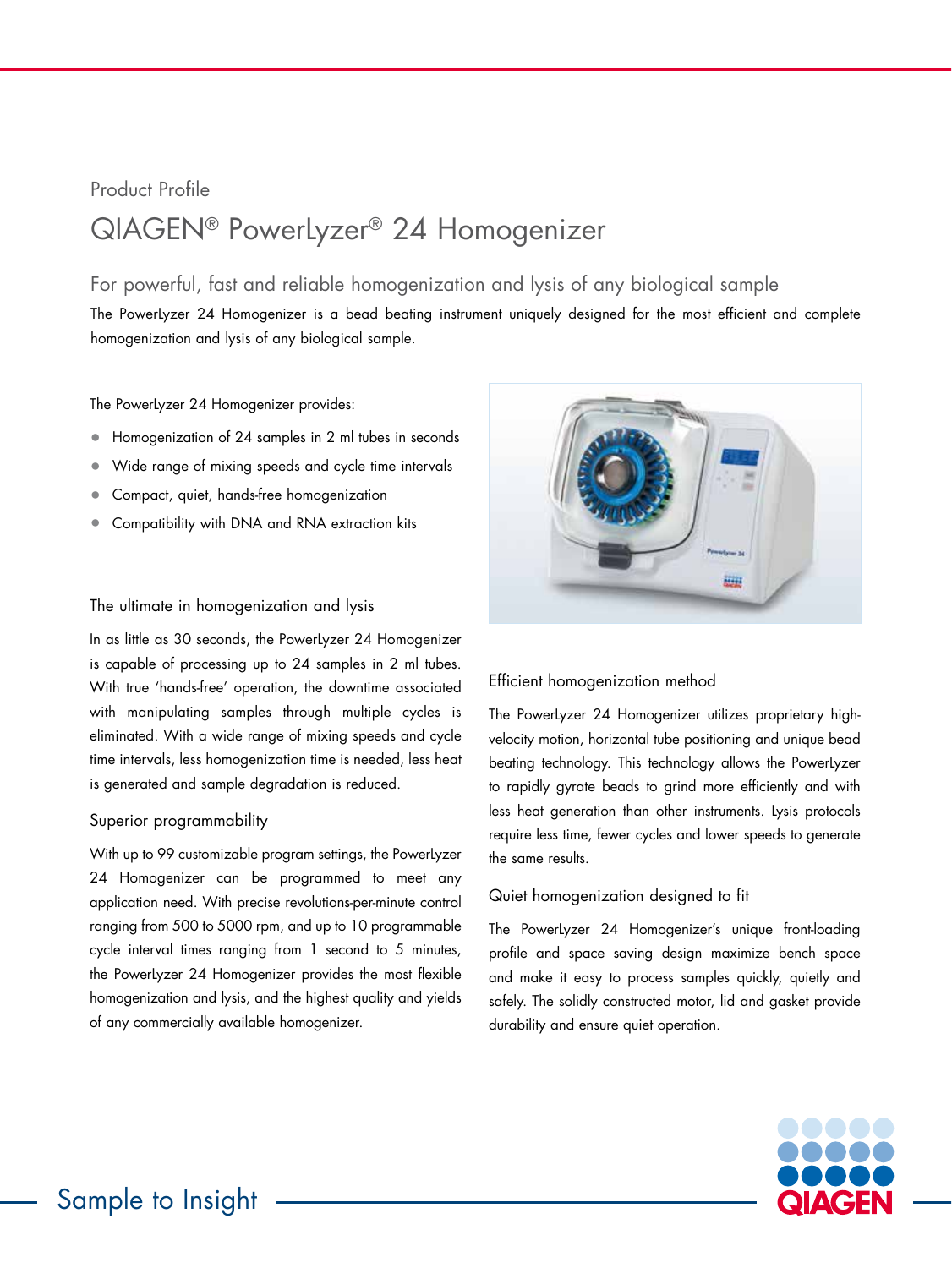Product Profile

# QIAGEN® PowerLyzer® 24 Homogenizer

## For powerful, fast and reliable homogenization and lysis of any biological sample

The PowerLyzer 24 Homogenizer is a bead beating instrument uniquely designed for the most efficient and complete homogenization and lysis of any biological sample.

The PowerLyzer 24 Homogenizer provides:

- Homogenization of 24 samples in 2 ml tubes in seconds
- Wide range of mixing speeds and cycle time intervals
- Compact, quiet, hands-free homogenization
- Compatibility with DNA and RNA extraction kits

### The ultimate in homogenization and lysis

In as little as 30 seconds, the PowerLyzer 24 Homogenizer is capable of processing up to 24 samples in 2 ml tubes. With true 'hands-free' operation, the downtime associated with manipulating samples through multiple cycles is eliminated. With a wide range of mixing speeds and cycle time intervals, less homogenization time is needed, less heat is generated and sample degradation is reduced.

### Superior programmability

With up to 99 customizable program settings, the PowerLyzer 24 Homogenizer can be programmed to meet any application need. With precise revolutions-per-minute control ranging from 500 to 5000 rpm, and up to 10 programmable cycle interval times ranging from 1 second to 5 minutes, the PowerLyzer 24 Homogenizer provides the most flexible homogenization and lysis, and the highest quality and yields of any commercially available homogenizer.

### Efficient homogenization method

The PowerLyzer 24 Homogenizer utilizes proprietary high-velocity motion, horizontal tube positioning and unique bead beating technology. This technology allows the PowerLyzer to rapidly gyrate beads to grind more efficiently and with less heat generation than other instruments. Lysis protocols require less time, fewer cycles and lower speeds to generate the same results.

### Quiet homogenization designed to fit

The PowerLyzer 24 Homogenizer's unique front-loading profile and space saving design maximize bench space and make it easy to process samples quickly, quietly and safely. The solidly constructed motor, lid and gasket provide durability and ensure quiet operation.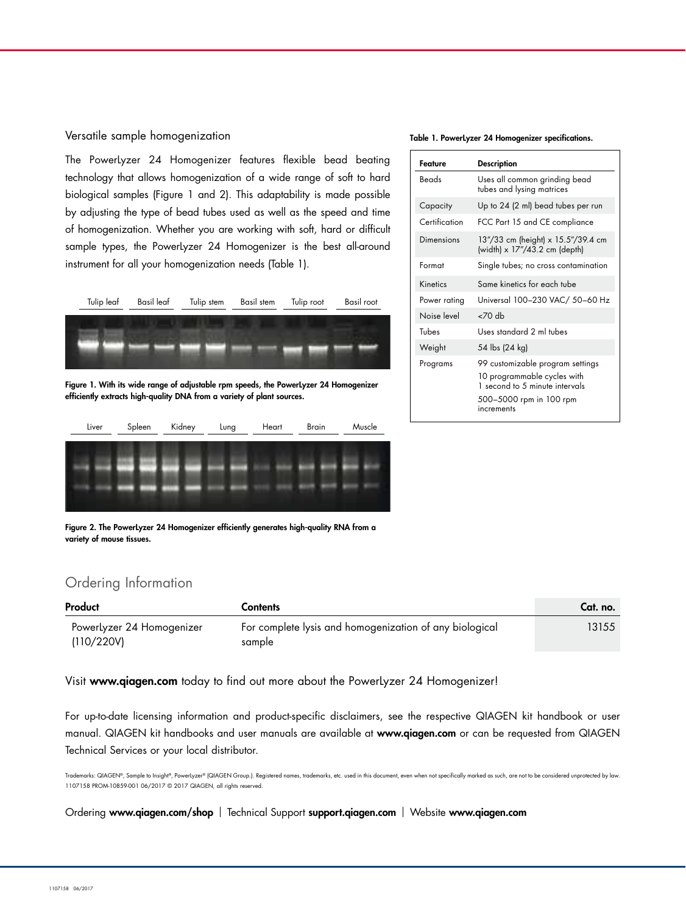## Versatile sample homogenization

The PowerLyzer 24 Homogenizer features flexible bead beating technology that allows homogenization of a wide range of soft to hard biological samples (Figure 1 and 2). This adaptability is made possible by adjusting the type of bead tubes used as well as the speed and time of homogenization. Whether you are working with soft, hard or difficult sample types, the PowerLyzer 24 Homogenizer is the best all-around instrument for all your homogenization needs (Table 1).

Tulip leaf
Basil leaf
Tulip stem
Basil stem
Tulip root
Basil root

**Figure 1. With its wide range of adjustable rpm speeds, the PowerLyzer 24 Homogenizer efficiently extracts high-quality DNA from a variety of plant sources.**

Liver
Spleen
Kidney
Lung
Heart
Brain
Muscle

**Figure 2. The PowerLyzer 24 Homogenizer efficiently generates high-quality RNA from a variety of mouse tissues.**

**Table 1. PowerLyzer 24 Homogenizer specifications.**

| Feature | Description |
|---|---|
| Beads | Uses all common grinding bead tubes and lysing matrices |
| Capacity | Up to 24 (2 ml) bead tubes per run |
| Certification | FCC Part 15 and CE compliance |
| Dimensions | 13"/33 cm (height) x 15.5"/39.4 cm (width) x 17"/43.2 cm (depth) |
| Format | Single tubes; no cross contamination |
| Kinetics | Same kinetics for each tube |
| Power rating | Universal 100–230 VAC/ 50–60 Hz |
| Noise level | <70 db |
| Tubes | Uses standard 2 ml tubes |
| Weight | 54 lbs (24 kg) |
| Programs | 99 customizable program settings<br>10 programmable cycles with 1 second to 5 minute intervals<br>500–5000 rpm in 100 rpm increments |

## Ordering Information

| Product | Contents | Cat. no. |
|---|---|---|
| PowerLyzer 24 Homogenizer (110/220V) | For complete lysis and homogenization of any biological sample | 13155 |

Visit **www.qiagen.com** today to find out more about the PowerLyzer 24 Homogenizer!

For up-to-date licensing information and product-specific disclaimers, see the respective QIAGEN kit handbook or user manual. QIAGEN kit handbooks and user manuals are available at **www.qiagen.com** or can be requested from QIAGEN Technical Services or your local distributor.

Trademarks: QIAGEN®, Sample to Insight®, PowerLyzer® (QIAGEN Group.). Registered names, trademarks, etc. used in this document, even when not specifically marked as such, are not to be considered unprotected by law.
1107158 PROM-10859-001 06/2017 © 2017 QIAGEN, all rights reserved.

Ordering **www.qiagen.com/shop** | Technical Support **support.qiagen.com** | Website **www.qiagen.com**

1107158 06/2017